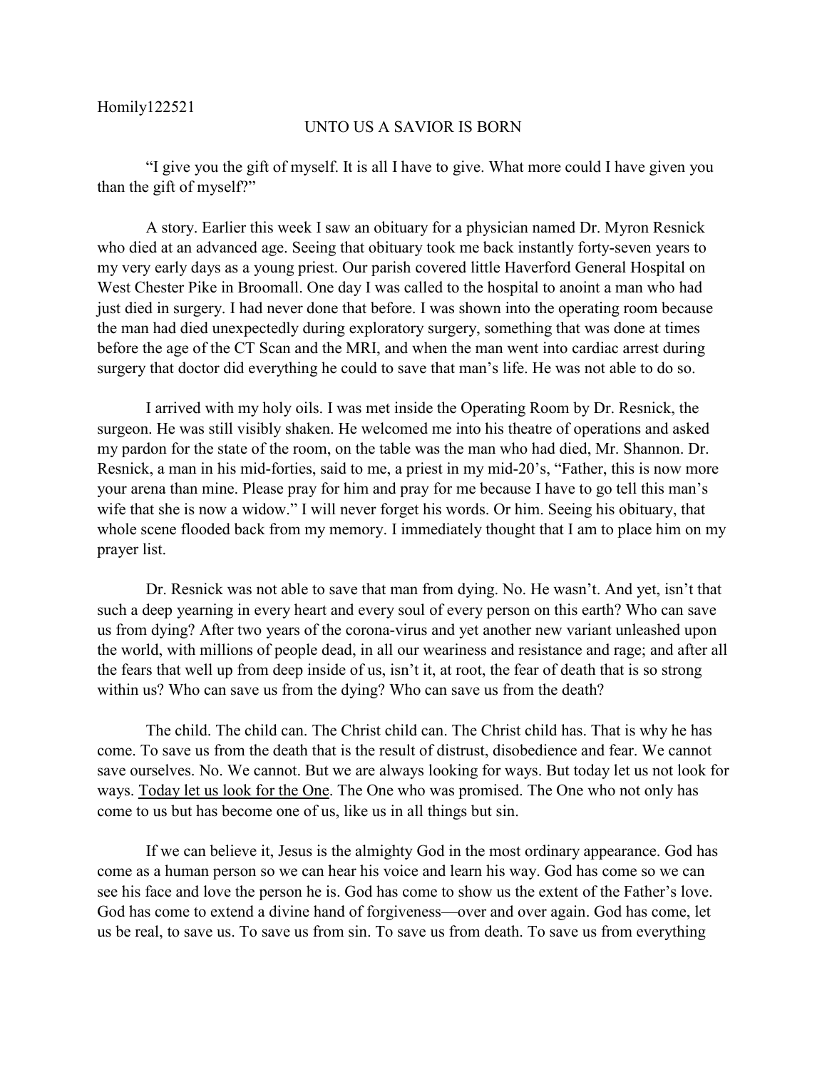Homily122521

# UNTO US A SAVIOR IS BORN

"I give you the gift of myself. It is all I have to give. What more could I have given you than the gift of myself?"

A story. Earlier this week I saw an obituary for a physician named Dr. Myron Resnick who died at an advanced age. Seeing that obituary took me back instantly forty-seven years to my very early days as a young priest. Our parish covered little Haverford General Hospital on West Chester Pike in Broomall. One day I was called to the hospital to anoint a man who had just died in surgery. I had never done that before. I was shown into the operating room because the man had died unexpectedly during exploratory surgery, something that was done at times before the age of the CT Scan and the MRI, and when the man went into cardiac arrest during surgery that doctor did everything he could to save that man's life. He was not able to do so.

I arrived with my holy oils. I was met inside the Operating Room by Dr. Resnick, the surgeon. He was still visibly shaken. He welcomed me into his theatre of operations and asked my pardon for the state of the room, on the table was the man who had died, Mr. Shannon. Dr. Resnick, a man in his mid-forties, said to me, a priest in my mid-20's, "Father, this is now more your arena than mine. Please pray for him and pray for me because I have to go tell this man's wife that she is now a widow." I will never forget his words. Or him. Seeing his obituary, that whole scene flooded back from my memory. I immediately thought that I am to place him on my prayer list.

Dr. Resnick was not able to save that man from dying. No. He wasn't. And yet, isn't that such a deep yearning in every heart and every soul of every person on this earth? Who can save us from dying? After two years of the corona-virus and yet another new variant unleashed upon the world, with millions of people dead, in all our weariness and resistance and rage; and after all the fears that well up from deep inside of us, isn't it, at root, the fear of death that is so strong within us? Who can save us from the dying? Who can save us from the death?

The child. The child can. The Christ child can. The Christ child has. That is why he has come. To save us from the death that is the result of distrust, disobedience and fear. We cannot save ourselves. No. We cannot. But we are always looking for ways. But today let us not look for ways. <u>Today let us look for the One</u>. The One who was promised. The One who not only has come to us but has become one of us, like us in all things but sin.

If we can believe it, Jesus is the almighty God in the most ordinary appearance. God has come as a human person so we can hear his voice and learn his way. God has come so we can see his face and love the person he is. God has come to show us the extent of the Father's love. God has come to extend a divine hand of forgiveness—over and over again. God has come, let us be real, to save us. To save us from sin. To save us from death. To save us from everything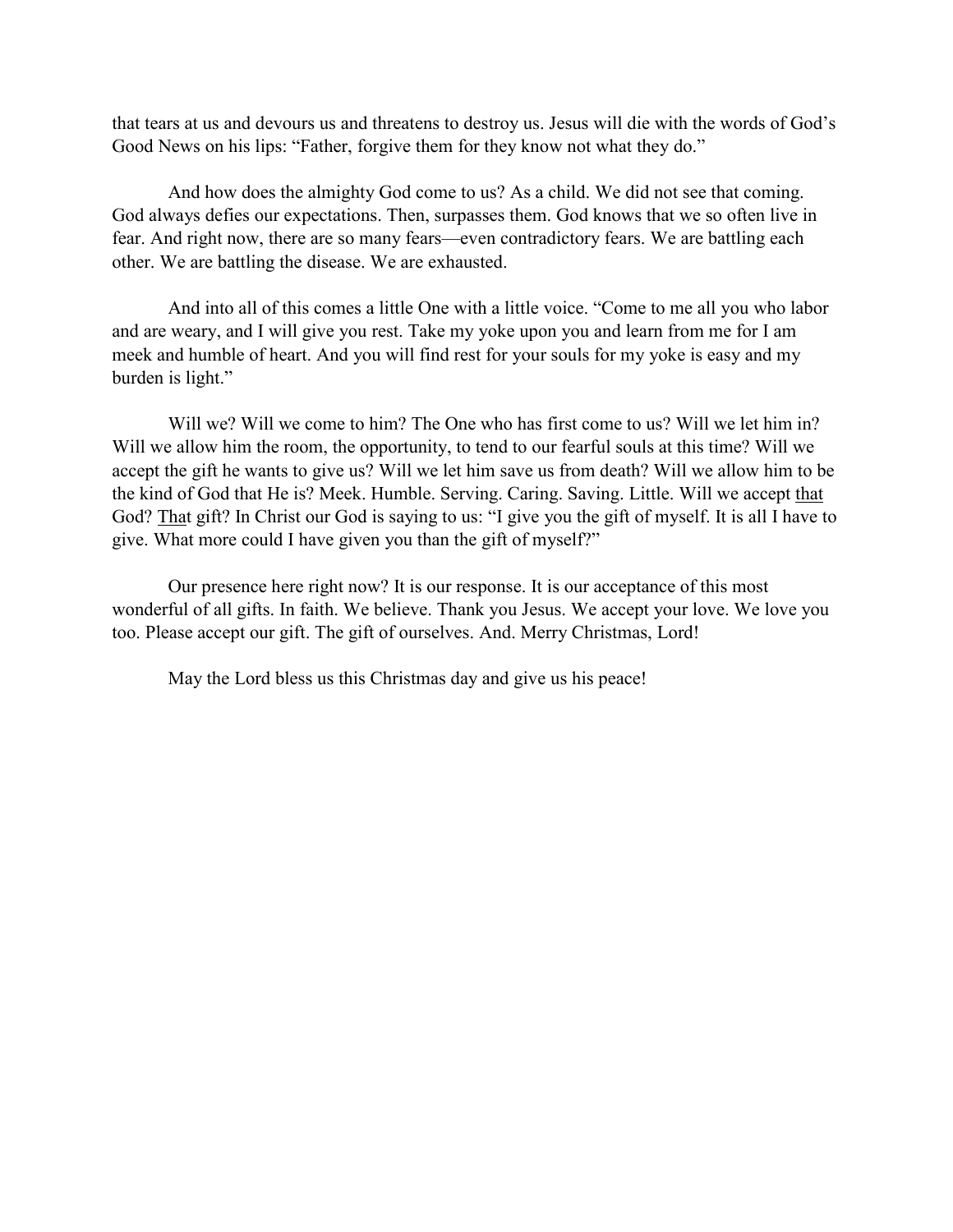that tears at us and devours us and threatens to destroy us. Jesus will die with the words of God's Good News on his lips: "Father, forgive them for they know not what they do."

And how does the almighty God come to us? As a child. We did not see that coming. God always defies our expectations. Then, surpasses them. God knows that we so often live in fear. And right now, there are so many fears—even contradictory fears. We are battling each other. We are battling the disease. We are exhausted.

And into all of this comes a little One with a little voice. "Come to me all you who labor and are weary, and I will give you rest. Take my yoke upon you and learn from me for I am meek and humble of heart. And you will find rest for your souls for my yoke is easy and my burden is light."

Will we? Will we come to him? The One who has first come to us? Will we let him in? Will we allow him the room, the opportunity, to tend to our fearful souls at this time? Will we accept the gift he wants to give us? Will we let him save us from death? Will we allow him to be the kind of God that He is? Meek. Humble. Serving. Caring. Saving. Little. Will we accept <u>that</u> God? <u>Tha</u>t gift? In Christ our God is saying to us: "I give you the gift of myself. It is all I have to give. What more could I have given you than the gift of myself?"

Our presence here right now? It is our response. It is our acceptance of this most wonderful of all gifts. In faith. We believe. Thank you Jesus. We accept your love. We love you too. Please accept our gift. The gift of ourselves. And. Merry Christmas, Lord!

May the Lord bless us this Christmas day and give us his peace!